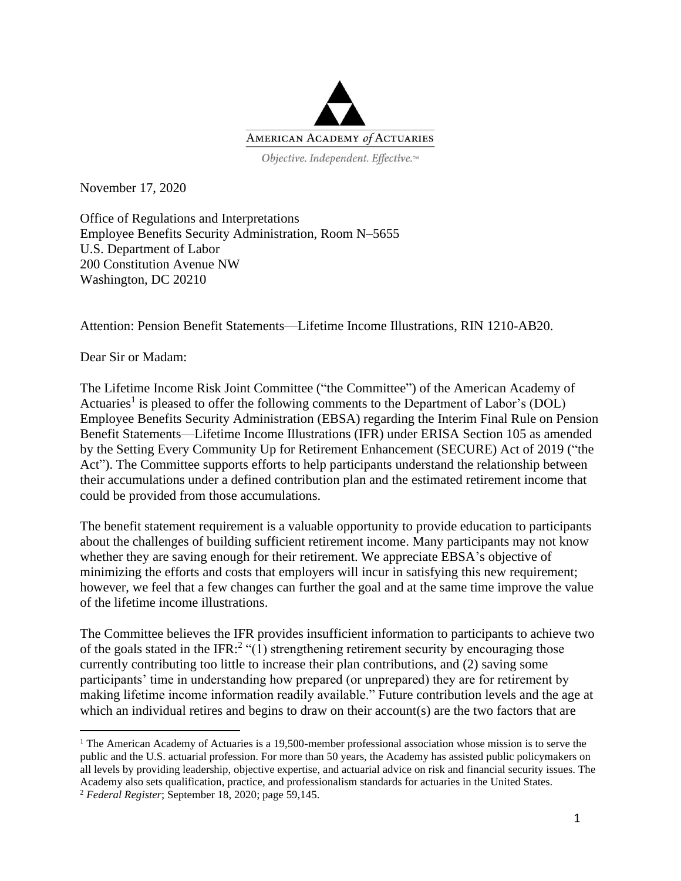AMERICAN ACADEMY *of* ACTUARIES

*Objective. Independent. Effective.*™

November 17, 2020

Office of Regulations and Interpretations
Employee Benefits Security Administration, Room N–5655
U.S. Department of Labor
200 Constitution Avenue NW
Washington, DC 20210

Attention: Pension Benefit Statements—Lifetime Income Illustrations, RIN 1210-AB20.

Dear Sir or Madam:

The Lifetime Income Risk Joint Committee ("the Committee") of the American Academy of Actuaries[1] is pleased to offer the following comments to the Department of Labor's (DOL) Employee Benefits Security Administration (EBSA) regarding the Interim Final Rule on Pension Benefit Statements—Lifetime Income Illustrations (IFR) under ERISA Section 105 as amended by the Setting Every Community Up for Retirement Enhancement (SECURE) Act of 2019 ("the Act"). The Committee supports efforts to help participants understand the relationship between their accumulations under a defined contribution plan and the estimated retirement income that could be provided from those accumulations.

The benefit statement requirement is a valuable opportunity to provide education to participants about the challenges of building sufficient retirement income. Many participants may not know whether they are saving enough for their retirement. We appreciate EBSA's objective of minimizing the efforts and costs that employers will incur in satisfying this new requirement; however, we feel that a few changes can further the goal and at the same time improve the value of the lifetime income illustrations.

The Committee believes the IFR provides insufficient information to participants to achieve two of the goals stated in the IFR:[2] "(1) strengthening retirement security by encouraging those currently contributing too little to increase their plan contributions, and (2) saving some participants' time in understanding how prepared (or unprepared) they are for retirement by making lifetime income information readily available." Future contribution levels and the age at which an individual retires and begins to draw on their account(s) are the two factors that are

[1] The American Academy of Actuaries is a 19,500-member professional association whose mission is to serve the public and the U.S. actuarial profession. For more than 50 years, the Academy has assisted public policymakers on all levels by providing leadership, objective expertise, and actuarial advice on risk and financial security issues. The Academy also sets qualification, practice, and professionalism standards for actuaries in the United States.

[2] *Federal Register*; September 18, 2020; page 59,145.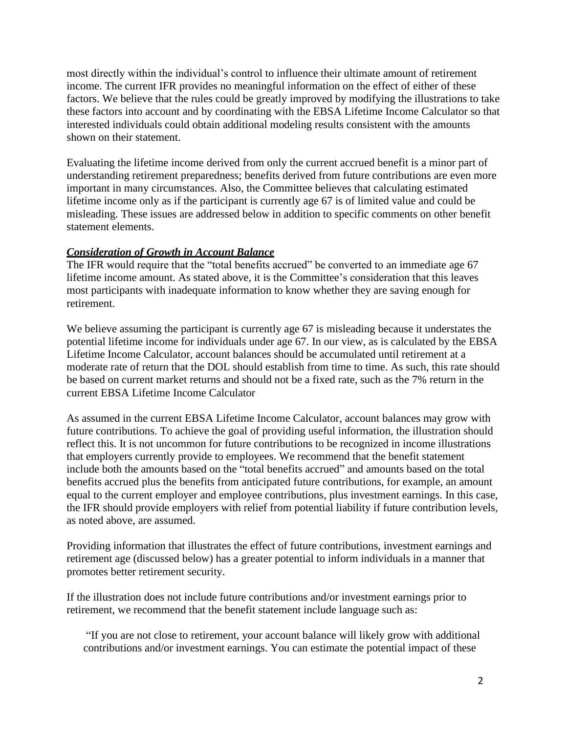most directly within the individual's control to influence their ultimate amount of retirement income. The current IFR provides no meaningful information on the effect of either of these factors. We believe that the rules could be greatly improved by modifying the illustrations to take these factors into account and by coordinating with the EBSA Lifetime Income Calculator so that interested individuals could obtain additional modeling results consistent with the amounts shown on their statement.

Evaluating the lifetime income derived from only the current accrued benefit is a minor part of understanding retirement preparedness; benefits derived from future contributions are even more important in many circumstances. Also, the Committee believes that calculating estimated lifetime income only as if the participant is currently age 67 is of limited value and could be misleading. These issues are addressed below in addition to specific comments on other benefit statement elements.

***Consideration of Growth in Account Balance***

The IFR would require that the "total benefits accrued" be converted to an immediate age 67 lifetime income amount. As stated above, it is the Committee's consideration that this leaves most participants with inadequate information to know whether they are saving enough for retirement.

We believe assuming the participant is currently age 67 is misleading because it understates the potential lifetime income for individuals under age 67. In our view, as is calculated by the EBSA Lifetime Income Calculator, account balances should be accumulated until retirement at a moderate rate of return that the DOL should establish from time to time. As such, this rate should be based on current market returns and should not be a fixed rate, such as the 7% return in the current EBSA Lifetime Income Calculator

As assumed in the current EBSA Lifetime Income Calculator, account balances may grow with future contributions. To achieve the goal of providing useful information, the illustration should reflect this. It is not uncommon for future contributions to be recognized in income illustrations that employers currently provide to employees. We recommend that the benefit statement include both the amounts based on the "total benefits accrued" and amounts based on the total benefits accrued plus the benefits from anticipated future contributions, for example, an amount equal to the current employer and employee contributions, plus investment earnings. In this case, the IFR should provide employers with relief from potential liability if future contribution levels, as noted above, are assumed.

Providing information that illustrates the effect of future contributions, investment earnings and retirement age (discussed below) has a greater potential to inform individuals in a manner that promotes better retirement security.

If the illustration does not include future contributions and/or investment earnings prior to retirement, we recommend that the benefit statement include language such as:

> "If you are not close to retirement, your account balance will likely grow with additional contributions and/or investment earnings. You can estimate the potential impact of these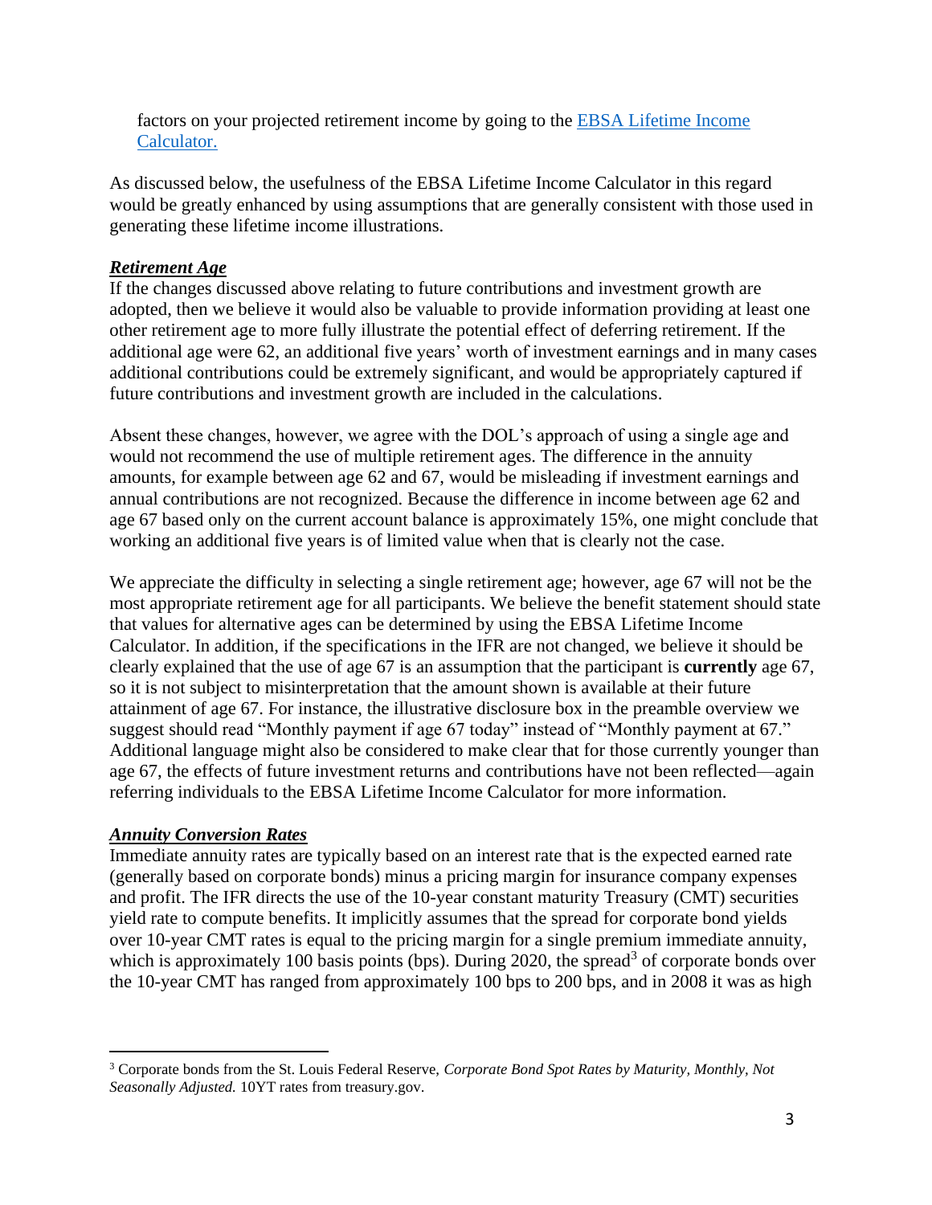factors on your projected retirement income by going to the [EBSA Lifetime Income Calculator.]

As discussed below, the usefulness of the EBSA Lifetime Income Calculator in this regard would be greatly enhanced by using assumptions that are generally consistent with those used in generating these lifetime income illustrations.

***Retirement Age***

If the changes discussed above relating to future contributions and investment growth are adopted, then we believe it would also be valuable to provide information providing at least one other retirement age to more fully illustrate the potential effect of deferring retirement. If the additional age were 62, an additional five years' worth of investment earnings and in many cases additional contributions could be extremely significant, and would be appropriately captured if future contributions and investment growth are included in the calculations.

Absent these changes, however, we agree with the DOL's approach of using a single age and would not recommend the use of multiple retirement ages. The difference in the annuity amounts, for example between age 62 and 67, would be misleading if investment earnings and annual contributions are not recognized. Because the difference in income between age 62 and age 67 based only on the current account balance is approximately 15%, one might conclude that working an additional five years is of limited value when that is clearly not the case.

We appreciate the difficulty in selecting a single retirement age; however, age 67 will not be the most appropriate retirement age for all participants. We believe the benefit statement should state that values for alternative ages can be determined by using the EBSA Lifetime Income Calculator. In addition, if the specifications in the IFR are not changed, we believe it should be clearly explained that the use of age 67 is an assumption that the participant is **currently** age 67, so it is not subject to misinterpretation that the amount shown is available at their future attainment of age 67. For instance, the illustrative disclosure box in the preamble overview we suggest should read "Monthly payment if age 67 today" instead of "Monthly payment at 67." Additional language might also be considered to make clear that for those currently younger than age 67, the effects of future investment returns and contributions have not been reflected—again referring individuals to the EBSA Lifetime Income Calculator for more information.

***Annuity Conversion Rates***

Immediate annuity rates are typically based on an interest rate that is the expected earned rate (generally based on corporate bonds) minus a pricing margin for insurance company expenses and profit. The IFR directs the use of the 10-year constant maturity Treasury (CMT) securities yield rate to compute benefits. It implicitly assumes that the spread for corporate bond yields over 10-year CMT rates is equal to the pricing margin for a single premium immediate annuity, which is approximately 100 basis points (bps). During 2020, the spread[3] of corporate bonds over the 10-year CMT has ranged from approximately 100 bps to 200 bps, and in 2008 it was as high

---

[3] Corporate bonds from the St. Louis Federal Reserve, *Corporate Bond Spot Rates by Maturity, Monthly, Not Seasonally Adjusted.* 10YT rates from treasury.gov.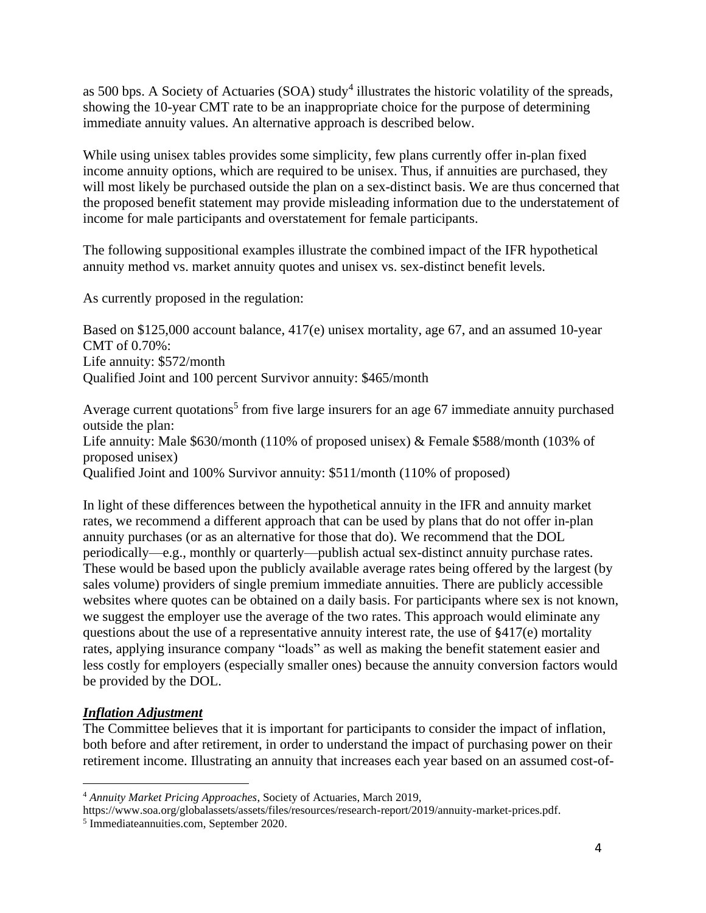as 500 bps. A Society of Actuaries (SOA) study[4] illustrates the historic volatility of the spreads, showing the 10-year CMT rate to be an inappropriate choice for the purpose of determining immediate annuity values. An alternative approach is described below.

While using unisex tables provides some simplicity, few plans currently offer in-plan fixed income annuity options, which are required to be unisex. Thus, if annuities are purchased, they will most likely be purchased outside the plan on a sex-distinct basis. We are thus concerned that the proposed benefit statement may provide misleading information due to the understatement of income for male participants and overstatement for female participants.

The following suppositional examples illustrate the combined impact of the IFR hypothetical annuity method vs. market annuity quotes and unisex vs. sex-distinct benefit levels.

As currently proposed in the regulation:

Based on $125,000 account balance, 417(e) unisex mortality, age 67, and an assumed 10-year CMT of 0.70%:
Life annuity: $572/month
Qualified Joint and 100 percent Survivor annuity: $465/month

Average current quotations[5] from five large insurers for an age 67 immediate annuity purchased outside the plan:
Life annuity: Male $630/month (110% of proposed unisex) & Female $588/month (103% of proposed unisex)
Qualified Joint and 100% Survivor annuity: $511/month (110% of proposed)

In light of these differences between the hypothetical annuity in the IFR and annuity market rates, we recommend a different approach that can be used by plans that do not offer in-plan annuity purchases (or as an alternative for those that do). We recommend that the DOL periodically—e.g., monthly or quarterly—publish actual sex-distinct annuity purchase rates. These would be based upon the publicly available average rates being offered by the largest (by sales volume) providers of single premium immediate annuities. There are publicly accessible websites where quotes can be obtained on a daily basis. For participants where sex is not known, we suggest the employer use the average of the two rates. This approach would eliminate any questions about the use of a representative annuity interest rate, the use of §417(e) mortality rates, applying insurance company "loads" as well as making the benefit statement easier and less costly for employers (especially smaller ones) because the annuity conversion factors would be provided by the DOL.

***Inflation Adjustment***

The Committee believes that it is important for participants to consider the impact of inflation, both before and after retirement, in order to understand the impact of purchasing power on their retirement income. Illustrating an annuity that increases each year based on an assumed cost-of-

---

[4] *Annuity Market Pricing Approaches*, Society of Actuaries, March 2019, https://www.soa.org/globalassets/assets/files/resources/research-report/2019/annuity-market-prices.pdf.

[5] Immediateannuities.com, September 2020.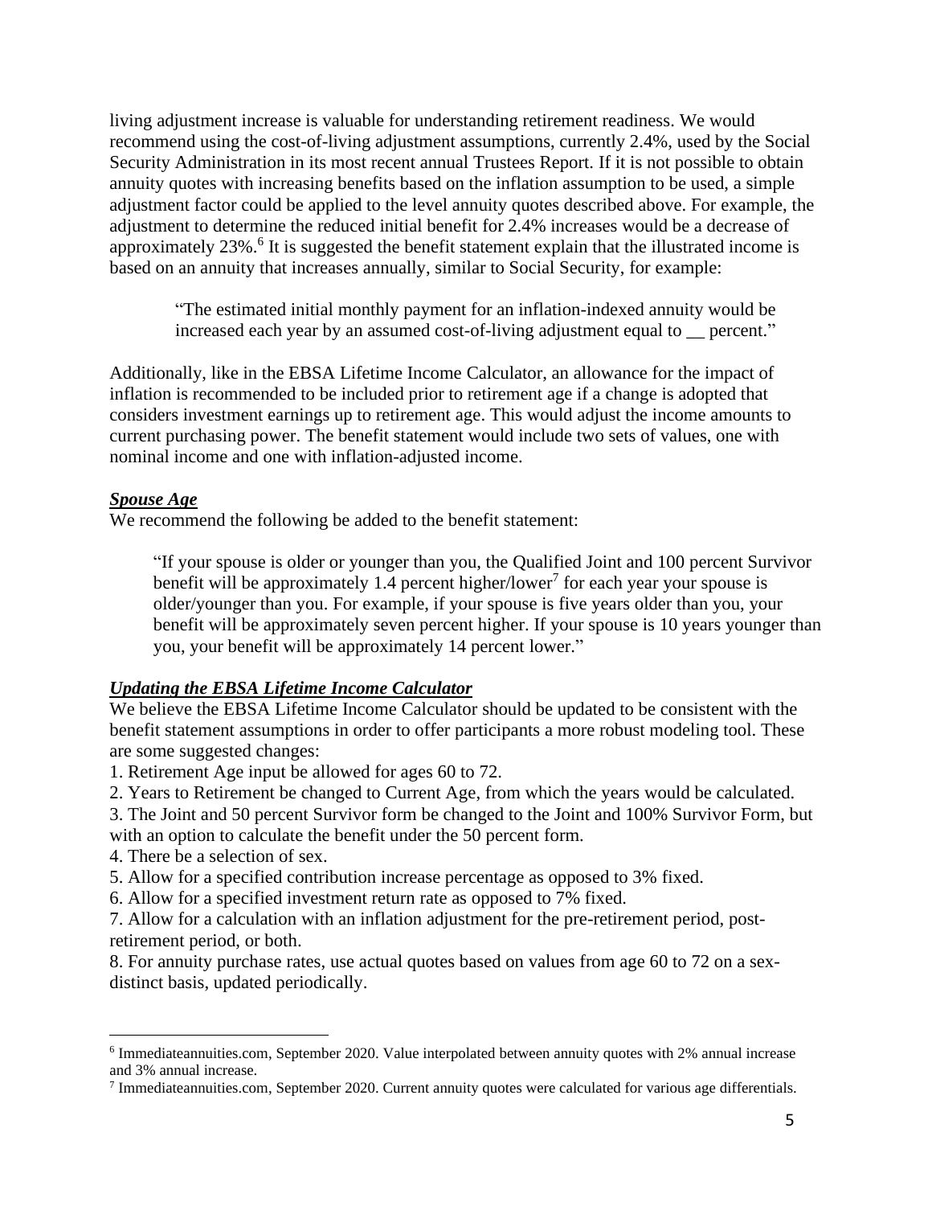living adjustment increase is valuable for understanding retirement readiness. We would recommend using the cost-of-living adjustment assumptions, currently 2.4%, used by the Social Security Administration in its most recent annual Trustees Report. If it is not possible to obtain annuity quotes with increasing benefits based on the inflation assumption to be used, a simple adjustment factor could be applied to the level annuity quotes described above. For example, the adjustment to determine the reduced initial benefit for 2.4% increases would be a decrease of approximately 23%.[6] It is suggested the benefit statement explain that the illustrated income is based on an annuity that increases annually, similar to Social Security, for example:

> "The estimated initial monthly payment for an inflation-indexed annuity would be increased each year by an assumed cost-of-living adjustment equal to __ percent."

Additionally, like in the EBSA Lifetime Income Calculator, an allowance for the impact of inflation is recommended to be included prior to retirement age if a change is adopted that considers investment earnings up to retirement age. This would adjust the income amounts to current purchasing power. The benefit statement would include two sets of values, one with nominal income and one with inflation-adjusted income.

***Spouse Age***

We recommend the following be added to the benefit statement:

> "If your spouse is older or younger than you, the Qualified Joint and 100 percent Survivor benefit will be approximately 1.4 percent higher/lower[7] for each year your spouse is older/younger than you. For example, if your spouse is five years older than you, your benefit will be approximately seven percent higher. If your spouse is 10 years younger than you, your benefit will be approximately 14 percent lower."

***Updating the EBSA Lifetime Income Calculator***

We believe the EBSA Lifetime Income Calculator should be updated to be consistent with the benefit statement assumptions in order to offer participants a more robust modeling tool. These are some suggested changes:

1. Retirement Age input be allowed for ages 60 to 72.
2. Years to Retirement be changed to Current Age, from which the years would be calculated.
3. The Joint and 50 percent Survivor form be changed to the Joint and 100% Survivor Form, but with an option to calculate the benefit under the 50 percent form.
4. There be a selection of sex.
5. Allow for a specified contribution increase percentage as opposed to 3% fixed.
6. Allow for a specified investment return rate as opposed to 7% fixed.
7. Allow for a calculation with an inflation adjustment for the pre-retirement period, post-retirement period, or both.
8. For annuity purchase rates, use actual quotes based on values from age 60 to 72 on a sex-distinct basis, updated periodically.

---

[6] Immediateannuities.com, September 2020. Value interpolated between annuity quotes with 2% annual increase and 3% annual increase.

[7] Immediateannuities.com, September 2020. Current annuity quotes were calculated for various age differentials.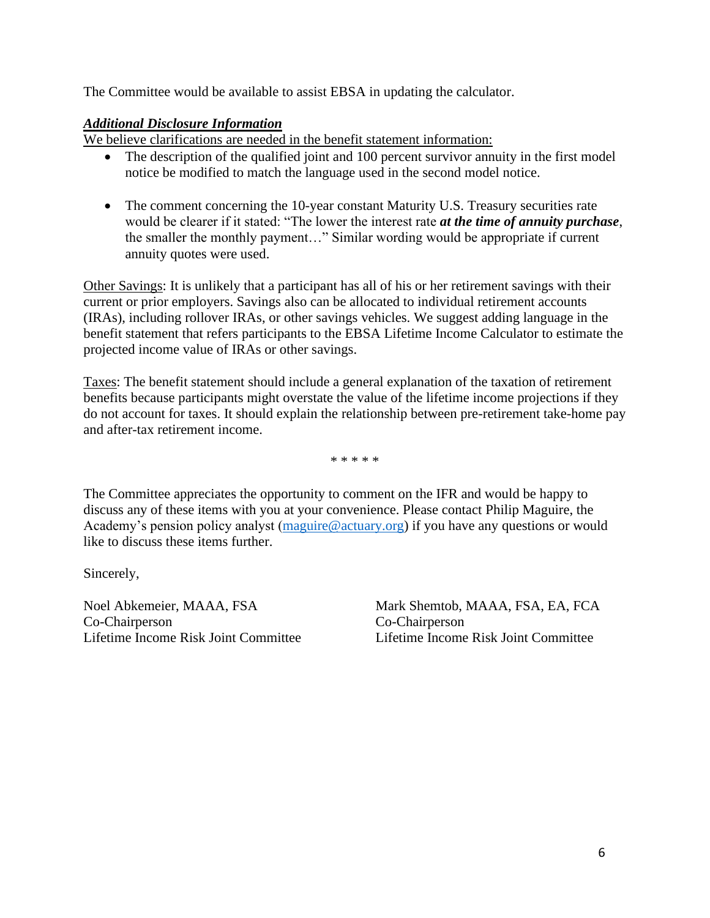The Committee would be available to assist EBSA in updating the calculator.

***Additional Disclosure Information***

We believe clarifications are needed in the benefit statement information:

- The description of the qualified joint and 100 percent survivor annuity in the first model notice be modified to match the language used in the second model notice.

- The comment concerning the 10-year constant Maturity U.S. Treasury securities rate would be clearer if it stated: "The lower the interest rate ***at the time of annuity purchase***, the smaller the monthly payment…" Similar wording would be appropriate if current annuity quotes were used.

Other Savings: It is unlikely that a participant has all of his or her retirement savings with their current or prior employers. Savings also can be allocated to individual retirement accounts (IRAs), including rollover IRAs, or other savings vehicles. We suggest adding language in the benefit statement that refers participants to the EBSA Lifetime Income Calculator to estimate the projected income value of IRAs or other savings.

Taxes: The benefit statement should include a general explanation of the taxation of retirement benefits because participants might overstate the value of the lifetime income projections if they do not account for taxes. It should explain the relationship between pre-retirement take-home pay and after-tax retirement income.

\* \* \* \* \*

The Committee appreciates the opportunity to comment on the IFR and would be happy to discuss any of these items with you at your convenience. Please contact Philip Maguire, the Academy's pension policy analyst (maguire@actuary.org) if you have any questions or would like to discuss these items further.

Sincerely,

Noel Abkemeier, MAAA, FSA
Co-Chairperson
Lifetime Income Risk Joint Committee

Mark Shemtob, MAAA, FSA, EA, FCA
Co-Chairperson
Lifetime Income Risk Joint Committee